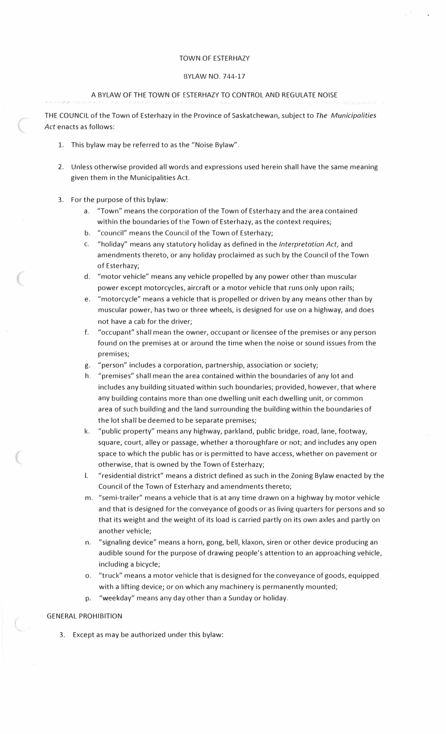# TOWN OF ESTERHAZY

## BYLAW NO. 744-17

### A BYLAW OF THE TOWN OF ESTERHAZY TO CONTROL AND REGULATE NOISE

THE COUNCIL of the Town of Esterhazy in the Province of Saskatchewan, subject to *The Municipalities Act* enacts as follows:

1. This bylaw may be referred to as the "Noise Bylaw".

2. Unless otherwise provided all words and expressions used herein shall have the same meaning given them in the Municipalities Act.

3. For the purpose of this bylaw:
   a. "Town" means the corporation of the Town of Esterhazy and the area contained within the boundaries of the Town of Esterhazy, as the context requires;
   b. "council" means the Council of the Town of Esterhazy;
   c. "holiday" means any statutory holiday as defined in the *Interpretation Act*, and amendments thereto, or any holiday proclaimed as such by the Council of the Town of Esterhazy;
   d. "motor vehicle" means any vehicle propelled by any power other than muscular power except motorcycles, aircraft or a motor vehicle that runs only upon rails;
   e. "motorcycle" means a vehicle that is propelled or driven by any means other than by muscular power, has two or three wheels, is designed for use on a highway, and does not have a cab for the driver;
   f. "occupant" shall mean the owner, occupant or licensee of the premises or any person found on the premises at or around the time when the noise or sound issues from the premises;
   g. "person" includes a corporation, partnership, association or society;
   h. "premises" shall mean the area contained within the boundaries of any lot and includes any building situated within such boundaries; provided, however, that where any building contains more than one dwelling unit each dwelling unit, or common area of such building and the land surrounding the building within the boundaries of the lot shall be deemed to be separate premises;
   k. "public property" means any highway, parkland, public bridge, road, lane, footway, square, court, alley or passage, whether a thoroughfare or not; and includes any open space to which the public has or is permitted to have access, whether on pavement or otherwise, that is owned by the Town of Esterhazy;
   l. "residential district" means a district defined as such in the Zoning Bylaw enacted by the Council of the Town of Esterhazy and amendments thereto;
   m. "semi-trailer" means a vehicle that is at any time drawn on a highway by motor vehicle and that is designed for the conveyance of goods or as living quarters for persons and so that its weight and the weight of its load is carried partly on its own axles and partly on another vehicle;
   n. "signaling device" means a horn, gong, bell, klaxon, siren or other device producing an audible sound for the purpose of drawing people's attention to an approaching vehicle, including a bicycle;
   o. "truck" means a motor vehicle that is designed for the conveyance of goods, equipped with a lifting device; or on which any machinery is permanently mounted;
   p. "weekday" means any day other than a Sunday or holiday.

GENERAL PROHIBITION

3. Except as may be authorized under this bylaw: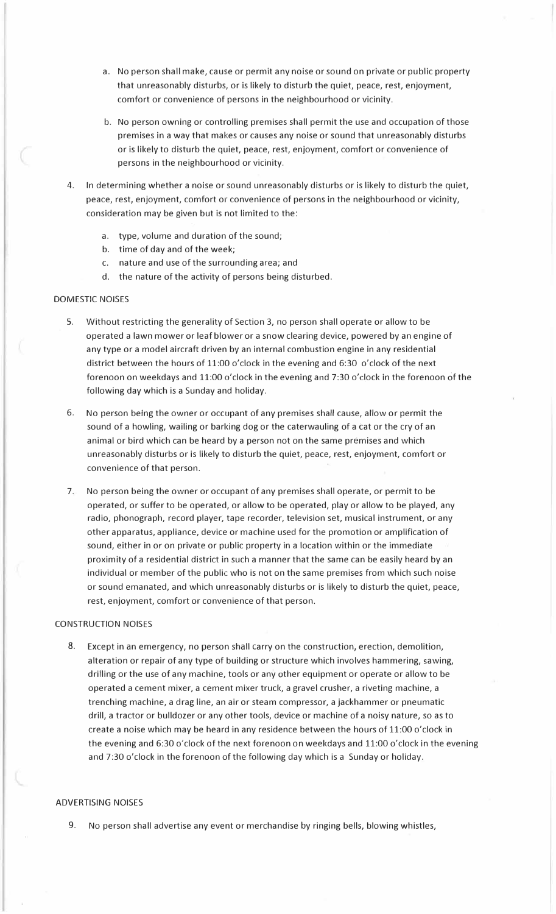a. No person shall make, cause or permit any noise or sound on private or public property that unreasonably disturbs, or is likely to disturb the quiet, peace, rest, enjoyment, comfort or convenience of persons in the neighbourhood or vicinity.

b. No person owning or controlling premises shall permit the use and occupation of those premises in a way that makes or causes any noise or sound that unreasonably disturbs or is likely to disturb the quiet, peace, rest, enjoyment, comfort or convenience of persons in the neighbourhood or vicinity.

4. In determining whether a noise or sound unreasonably disturbs or is likely to disturb the quiet, peace, rest, enjoyment, comfort or convenience of persons in the neighbourhood or vicinity, consideration may be given but is not limited to the:

   a. type, volume and duration of the sound;
   b. time of day and of the week;
   c. nature and use of the surrounding area; and
   d. the nature of the activity of persons being disturbed.

DOMESTIC NOISES

5. Without restricting the generality of Section 3, no person shall operate or allow to be operated a lawn mower or leaf blower or a snow clearing device, powered by an engine of any type or a model aircraft driven by an internal combustion engine in any residential district between the hours of 11:00 o'clock in the evening and 6:30 o'clock of the next forenoon on weekdays and 11:00 o'clock in the evening and 7:30 o'clock in the forenoon of the following day which is a Sunday and holiday.

6. No person being the owner or occupant of any premises shall cause, allow or permit the sound of a howling, wailing or barking dog or the caterwauling of a cat or the cry of an animal or bird which can be heard by a person not on the same premises and which unreasonably disturbs or is likely to disturb the quiet, peace, rest, enjoyment, comfort or convenience of that person.

7. No person being the owner or occupant of any premises shall operate, or permit to be operated, or suffer to be operated, or allow to be operated, play or allow to be played, any radio, phonograph, record player, tape recorder, television set, musical instrument, or any other apparatus, appliance, device or machine used for the promotion or amplification of sound, either in or on private or public property in a location within or the immediate proximity of a residential district in such a manner that the same can be easily heard by an individual or member of the public who is not on the same premises from which such noise or sound emanated, and which unreasonably disturbs or is likely to disturb the quiet, peace, rest, enjoyment, comfort or convenience of that person.

CONSTRUCTION NOISES

8. Except in an emergency, no person shall carry on the construction, erection, demolition, alteration or repair of any type of building or structure which involves hammering, sawing, drilling or the use of any machine, tools or any other equipment or operate or allow to be operated a cement mixer, a cement mixer truck, a gravel crusher, a riveting machine, a trenching machine, a drag line, an air or steam compressor, a jackhammer or pneumatic drill, a tractor or bulldozer or any other tools, device or machine of a noisy nature, so as to create a noise which may be heard in any residence between the hours of 11:00 o'clock in the evening and 6:30 o'clock of the next forenoon on weekdays and 11:00 o'clock in the evening and 7:30 o'clock in the forenoon of the following day which is a Sunday or holiday.

ADVERTISING NOISES

9. No person shall advertise any event or merchandise by ringing bells, blowing whistles,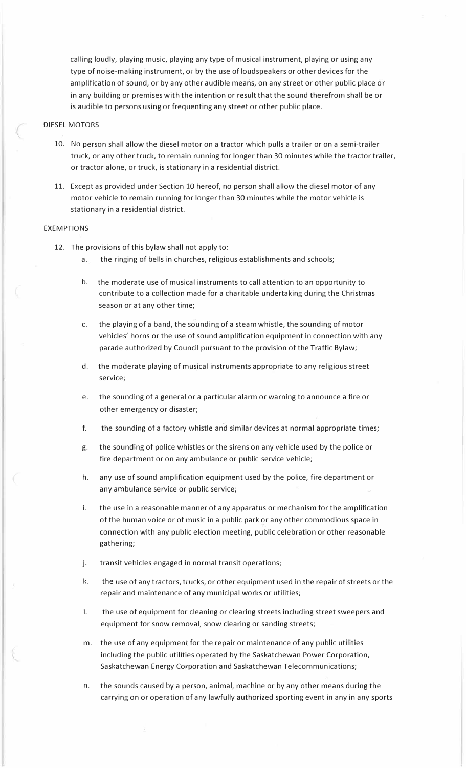calling loudly, playing music, playing any type of musical instrument, playing or using any type of noise-making instrument, or by the use of loudspeakers or other devices for the amplification of sound, or by any other audible means, on any street or other public place or in any building or premises with the intention or result that the sound therefrom shall be or is audible to persons using or frequenting any street or other public place.

DIESEL MOTORS

10. No person shall allow the diesel motor on a tractor which pulls a trailer or on a semi-trailer truck, or any other truck, to remain running for longer than 30 minutes while the tractor trailer, or tractor alone, or truck, is stationary in a residential district.

11. Except as provided under Section 10 hereof, no person shall allow the diesel motor of any motor vehicle to remain running for longer than 30 minutes while the motor vehicle is stationary in a residential district.

EXEMPTIONS

12. The provisions of this bylaw shall not apply to:
    a. the ringing of bells in churches, religious establishments and schools;
    b. the moderate use of musical instruments to call attention to an opportunity to contribute to a collection made for a charitable undertaking during the Christmas season or at any other time;
    c. the playing of a band, the sounding of a steam whistle, the sounding of motor vehicles' horns or the use of sound amplification equipment in connection with any parade authorized by Council pursuant to the provision of the Traffic Bylaw;
    d. the moderate playing of musical instruments appropriate to any religious street service;
    e. the sounding of a general or a particular alarm or warning to announce a fire or other emergency or disaster;
    f. the sounding of a factory whistle and similar devices at normal appropriate times;
    g. the sounding of police whistles or the sirens on any vehicle used by the police or fire department or on any ambulance or public service vehicle;
    h. any use of sound amplification equipment used by the police, fire department or any ambulance service or public service;
    i. the use in a reasonable manner of any apparatus or mechanism for the amplification of the human voice or of music in a public park or any other commodious space in connection with any public election meeting, public celebration or other reasonable gathering;
    j. transit vehicles engaged in normal transit operations;
    k. the use of any tractors, trucks, or other equipment used in the repair of streets or the repair and maintenance of any municipal works or utilities;
    l. the use of equipment for cleaning or clearing streets including street sweepers and equipment for snow removal, snow clearing or sanding streets;
    m. the use of any equipment for the repair or maintenance of any public utilities including the public utilities operated by the Saskatchewan Power Corporation, Saskatchewan Energy Corporation and Saskatchewan Telecommunications;
    n. the sounds caused by a person, animal, machine or by any other means during the carrying on or operation of any lawfully authorized sporting event in any in any sports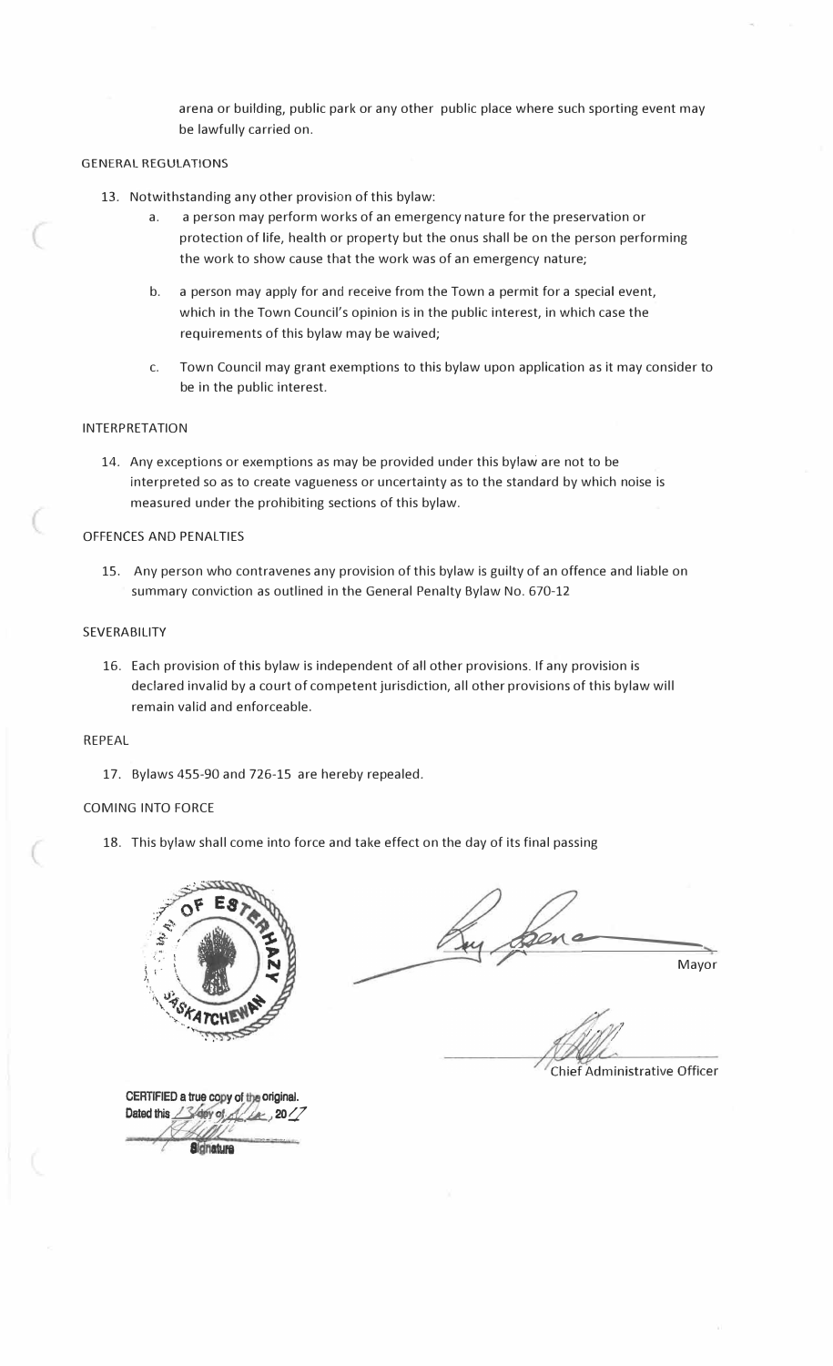arena or building, public park or any other public place where such sporting event may be lawfully carried on.

GENERAL REGULATIONS

13. Notwithstanding any other provision of this bylaw:

    a. a person may perform works of an emergency nature for the preservation or protection of life, health or property but the onus shall be on the person performing the work to show cause that the work was of an emergency nature;

    b. a person may apply for and receive from the Town a permit for a special event, which in the Town Council's opinion is in the public interest, in which case the requirements of this bylaw may be waived;

    c. Town Council may grant exemptions to this bylaw upon application as it may consider to be in the public interest.

INTERPRETATION

14. Any exceptions or exemptions as may be provided under this bylaw are not to be interpreted so as to create vagueness or uncertainty as to the standard by which noise is measured under the prohibiting sections of this bylaw.

OFFENCES AND PENALTIES

15. Any person who contravenes any provision of this bylaw is guilty of an offence and liable on summary conviction as outlined in the General Penalty Bylaw No. 670-12

SEVERABILITY

16. Each provision of this bylaw is independent of all other provisions. If any provision is declared invalid by a court of competent jurisdiction, all other provisions of this bylaw will remain valid and enforceable.

REPEAL

17. Bylaws 455-90 and 726-15 are hereby repealed.

COMING INTO FORCE

18. This bylaw shall come into force and take effect on the day of its final passing

TOWN OF ESTERHAZY SASKATCHEWAN

Mayor

Chief Administrative Officer

CERTIFIED a true copy of the original.
Dated this 13 day of ______, 2017

Signature